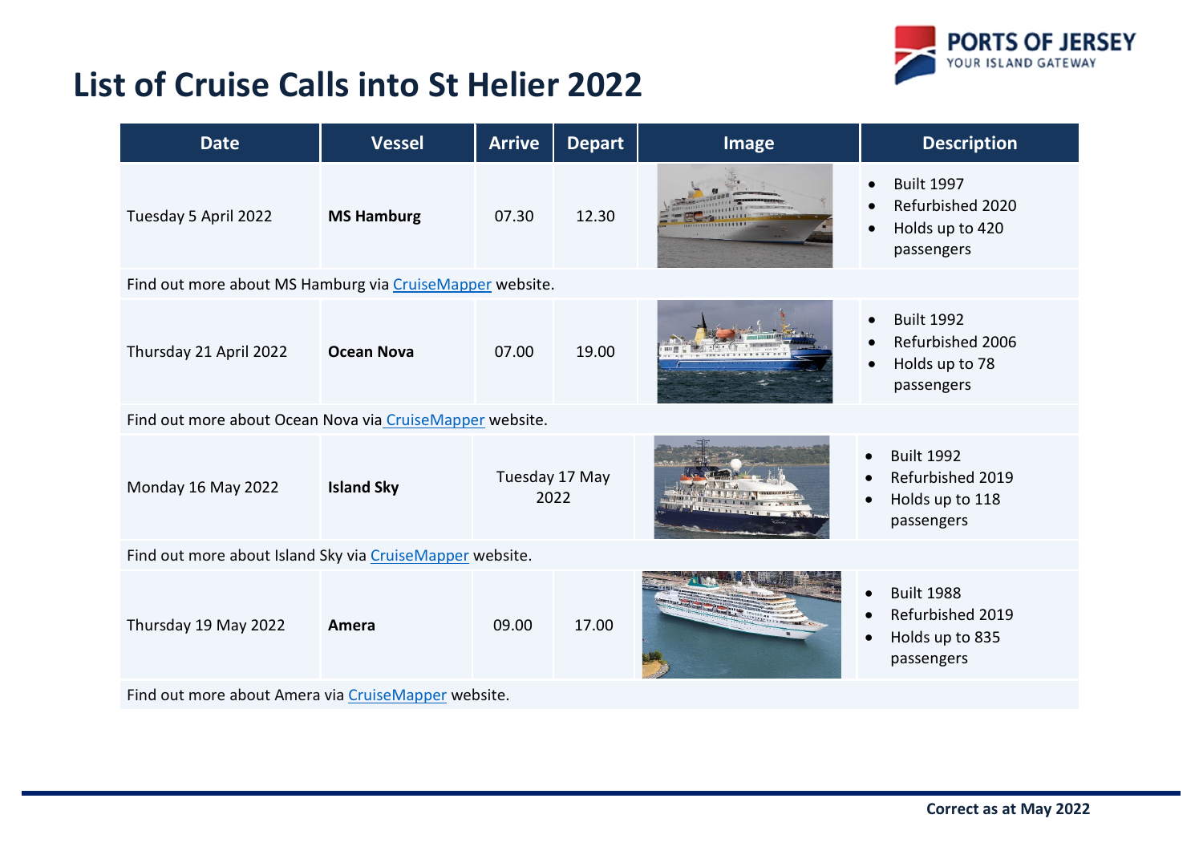# List of Cruise Calls into St Helier 2022

| Date | Vessel | Arrive | Depart | Image | Description |
|---|---|---|---|---|---|
| Tuesday 5 April 2022 | **MS Hamburg** | 07.30 | 12.30 | | • Built 1997<br>• Refurbished 2020<br>• Holds up to 420 passengers |
| Find out more about MS Hamburg via CruiseMapper website. | | | | | |
| Thursday 21 April 2022 | **Ocean Nova** | 07.00 | 19.00 | | • Built 1992<br>• Refurbished 2006<br>• Holds up to 78 passengers |
| Find out more about Ocean Nova via CruiseMapper website. | | | | | |
| Monday 16 May 2022 | **Island Sky** | Tuesday 17 May 2022 | | | • Built 1992<br>• Refurbished 2019<br>• Holds up to 118 passengers |
| Find out more about Island Sky via CruiseMapper website. | | | | | |
| Thursday 19 May 2022 | **Amera** | 09.00 | 17.00 | | • Built 1988<br>• Refurbished 2019<br>• Holds up to 835 passengers |
| Find out more about Amera via CruiseMapper website. | | | | | |

**Correct as at May 2022**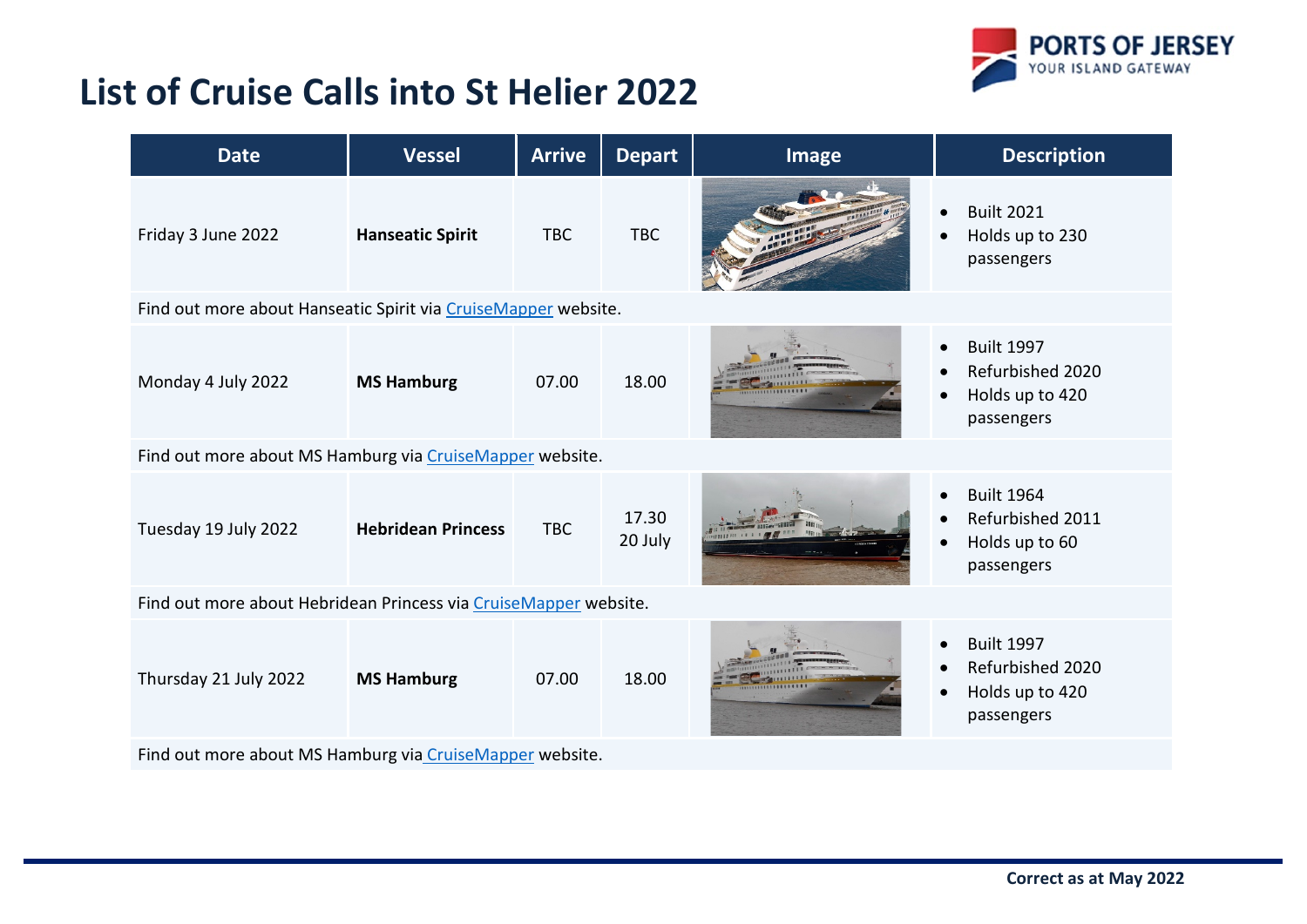# List of Cruise Calls into St Helier 2022

| Date | Vessel | Arrive | Depart | Image | Description |
|---|---|---|---|---|---|
| Friday 3 June 2022 | **Hanseatic Spirit** | TBC | TBC | | • Built 2021<br>• Holds up to 230 passengers |
| Find out more about Hanseatic Spirit via CruiseMapper website. | | | | | |
| Monday 4 July 2022 | **MS Hamburg** | 07.00 | 18.00 | | • Built 1997<br>• Refurbished 2020<br>• Holds up to 420 passengers |
| Find out more about MS Hamburg via CruiseMapper website. | | | | | |
| Tuesday 19 July 2022 | **Hebridean Princess** | TBC | 17.30 20 July | | • Built 1964<br>• Refurbished 2011<br>• Holds up to 60 passengers |
| Find out more about Hebridean Princess via CruiseMapper website. | | | | | |
| Thursday 21 July 2022 | **MS Hamburg** | 07.00 | 18.00 | | • Built 1997<br>• Refurbished 2020<br>• Holds up to 420 passengers |
| Find out more about MS Hamburg via CruiseMapper website. | | | | | |

**Correct as at May 2022**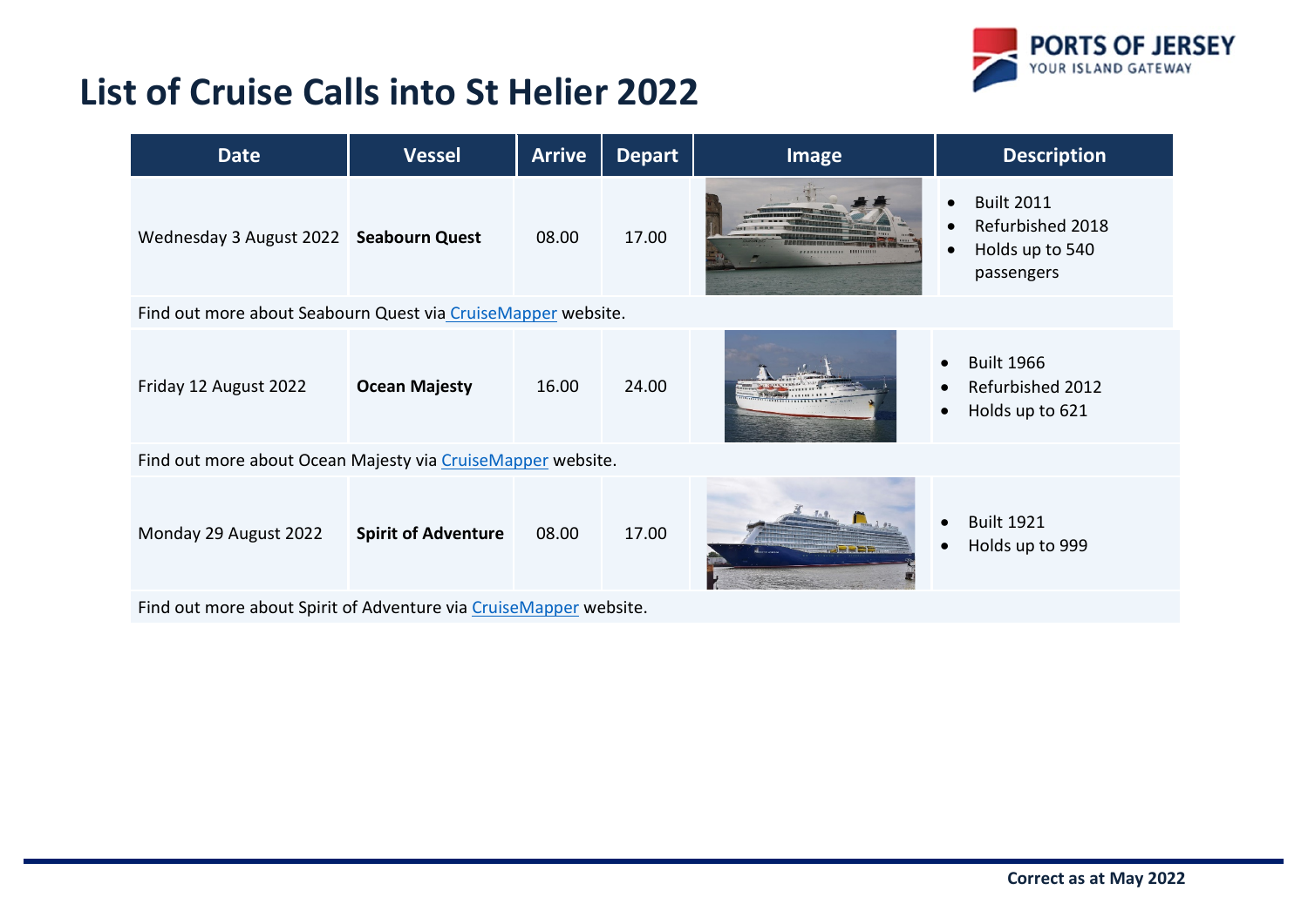# List of Cruise Calls into St Helier 2022

| Date | Vessel | Arrive | Depart | Image | Description |
|---|---|---|---|---|---|
| Wednesday 3 August 2022 | **Seabourn Quest** | 08.00 | 17.00 | | • Built 2011<br>• Refurbished 2018<br>• Holds up to 540 passengers |
| Find out more about Seabourn Quest via CruiseMapper website. | | | | | |
| Friday 12 August 2022 | **Ocean Majesty** | 16.00 | 24.00 | | • Built 1966<br>• Refurbished 2012<br>• Holds up to 621 |
| Find out more about Ocean Majesty via CruiseMapper website. | | | | | |
| Monday 29 August 2022 | **Spirit of Adventure** | 08.00 | 17.00 | | • Built 1921<br>• Holds up to 999 |
| Find out more about Spirit of Adventure via CruiseMapper website. | | | | | |

**Correct as at May 2022**